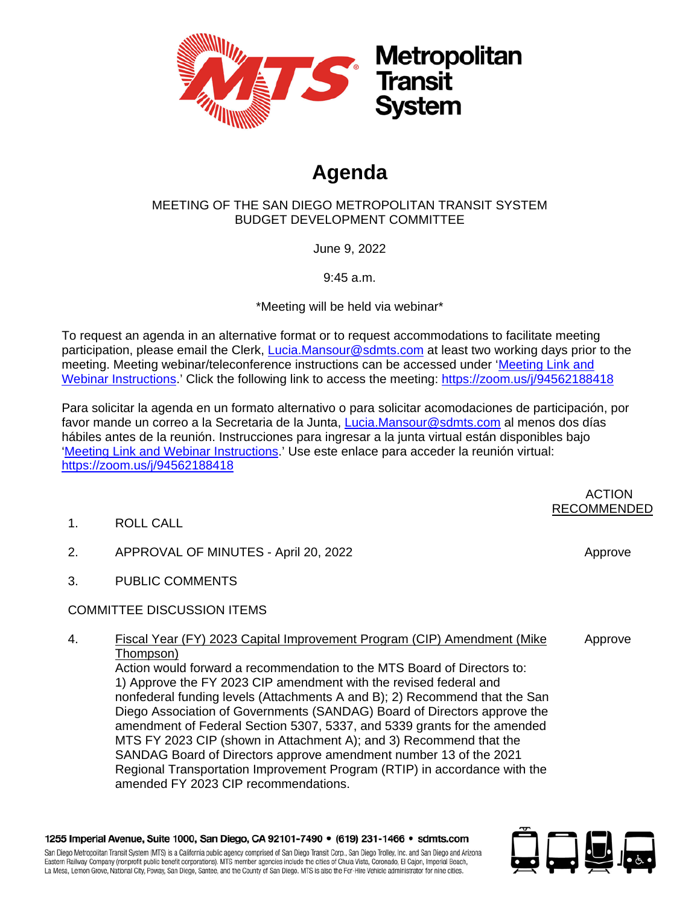# Agenda

MEETING OF THE SAN DIEGO METROPOLITAN TRANSIT SYSTEM
BUDGET DEVELOPMENT COMMITTEE

June 9, 2022

9:45 a.m.

\*Meeting will be held via webinar\*

To request an agenda in an alternative format or to request accommodations to facilitate meeting participation, please email the Clerk, Lucia.Mansour@sdmts.com at least two working days prior to the meeting. Meeting webinar/teleconference instructions can be accessed under 'Meeting Link and Webinar Instructions.' Click the following link to access the meeting: https://zoom.us/j/94562188418

Para solicitar la agenda en un formato alternativo o para solicitar acomodaciones de participación, por favor mande un correo a la Secretaria de la Junta, Lucia.Mansour@sdmts.com al menos dos días hábiles antes de la reunión. Instrucciones para ingresar a la junta virtual están disponibles bajo 'Meeting Link and Webinar Instructions.' Use este enlace para acceder la reunión virtual: https://zoom.us/j/94562188418

| | | ACTION RECOMMENDED |
|---|---|---|
| 1. | ROLL CALL | |
| 2. | APPROVAL OF MINUTES - April 20, 2022 | Approve |
| 3. | PUBLIC COMMENTS | |

COMMITTEE DISCUSSION ITEMS

| | | |
|---|---|---|
| 4. | Fiscal Year (FY) 2023 Capital Improvement Program (CIP) Amendment (Mike Thompson)<br>Action would forward a recommendation to the MTS Board of Directors to: 1) Approve the FY 2023 CIP amendment with the revised federal and nonfederal funding levels (Attachments A and B); 2) Recommend that the San Diego Association of Governments (SANDAG) Board of Directors approve the amendment of Federal Section 5307, 5337, and 5339 grants for the amended MTS FY 2023 CIP (shown in Attachment A); and 3) Recommend that the SANDAG Board of Directors approve amendment number 13 of the 2021 Regional Transportation Improvement Program (RTIP) in accordance with the amended FY 2023 CIP recommendations. | Approve |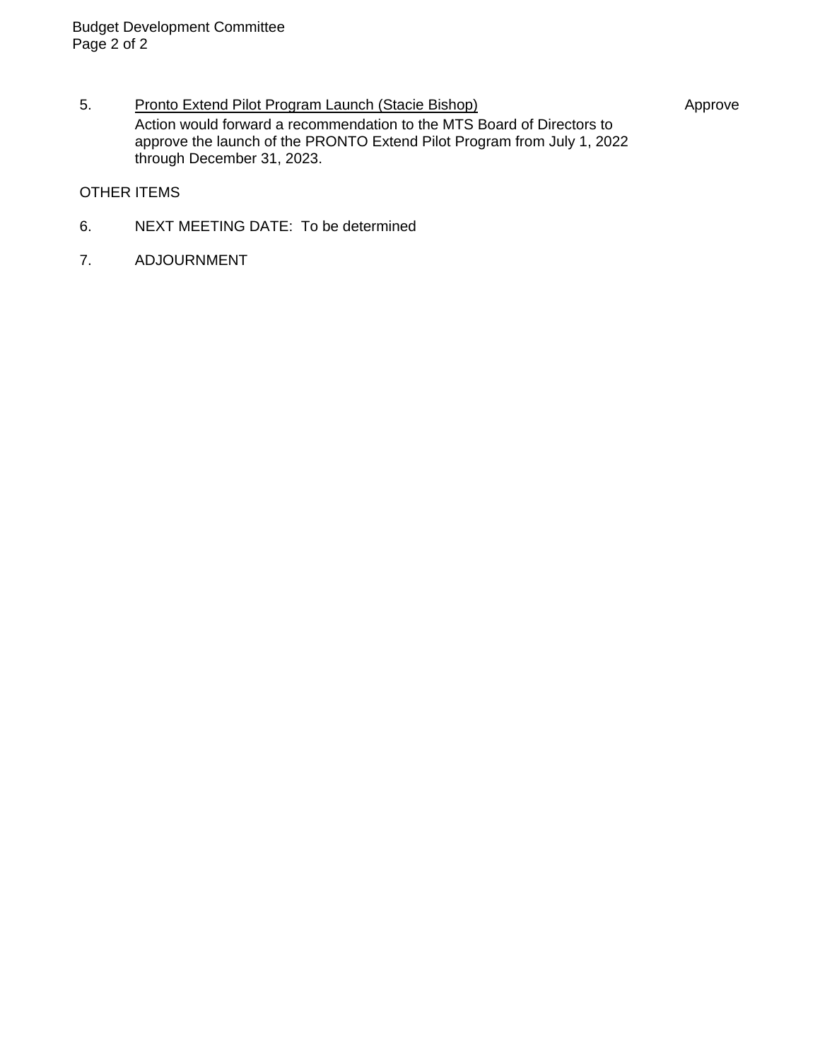5. Pronto Extend Pilot Program Launch (Stacie Bishop) — Approve

   Action would forward a recommendation to the MTS Board of Directors to approve the launch of the PRONTO Extend Pilot Program from July 1, 2022 through December 31, 2023.

OTHER ITEMS

6. NEXT MEETING DATE: To be determined

7. ADJOURNMENT